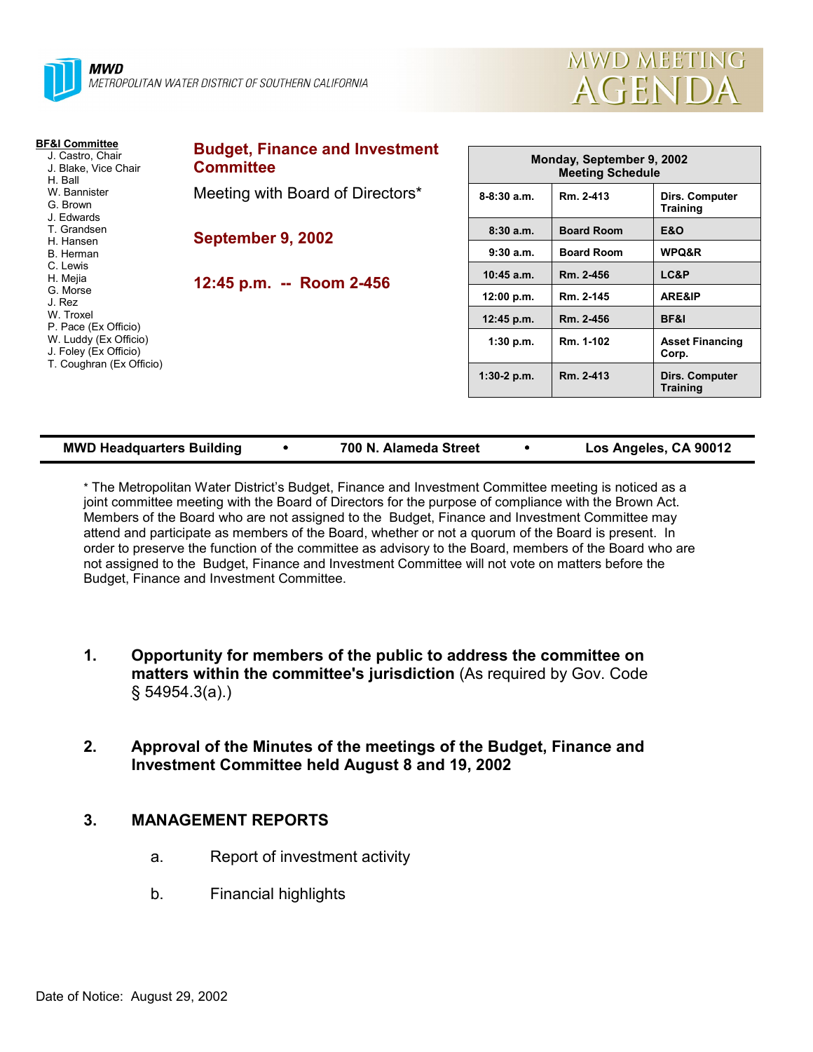**MWD**
METROPOLITAN WATER DISTRICT OF SOUTHERN CALIFORNIA

# MWD MEETING AGENDA

**BF&I Committee**
- J. Castro, Chair
- J. Blake, Vice Chair
- H. Ball
- W. Bannister
- G. Brown
- J. Edwards
- T. Grandsen
- H. Hansen
- B. Herman
- C. Lewis
- H. Mejia
- G. Morse
- J. Rez
- W. Troxel
- P. Pace (Ex Officio)
- W. Luddy (Ex Officio)
- J. Foley (Ex Officio)
- T. Coughran (Ex Officio)

## Budget, Finance and Investment Committee

Meeting with Board of Directors*

**September 9, 2002**

**12:45 p.m. -- Room 2-456**

| Monday, September 9, 2002 Meeting Schedule | | |
|---|---|---|
| 8-8:30 a.m. | Rm. 2-413 | Dirs. Computer Training |
| 8:30 a.m. | Board Room | E&O |
| 9:30 a.m. | Board Room | WPQ&R |
| 10:45 a.m. | Rm. 2-456 | LC&P |
| 12:00 p.m. | Rm. 2-145 | ARE&IP |
| 12:45 p.m. | Rm. 2-456 | BF&I |
| 1:30 p.m. | Rm. 1-102 | Asset Financing Corp. |
| 1:30-2 p.m. | Rm. 2-413 | Dirs. Computer Training |

**MWD Headquarters Building • 700 N. Alameda Street • Los Angeles, CA 90012**

* The Metropolitan Water District's Budget, Finance and Investment Committee meeting is noticed as a joint committee meeting with the Board of Directors for the purpose of compliance with the Brown Act. Members of the Board who are not assigned to the Budget, Finance and Investment Committee may attend and participate as members of the Board, whether or not a quorum of the Board is present. In order to preserve the function of the committee as advisory to the Board, members of the Board who are not assigned to the Budget, Finance and Investment Committee will not vote on matters before the Budget, Finance and Investment Committee.

1. **Opportunity for members of the public to address the committee on matters within the committee's jurisdiction** (As required by Gov. Code § 54954.3(a).)

2. **Approval of the Minutes of the meetings of the Budget, Finance and Investment Committee held August 8 and 19, 2002**

3. **MANAGEMENT REPORTS**

   a. Report of investment activity

   b. Financial highlights

Date of Notice: August 29, 2002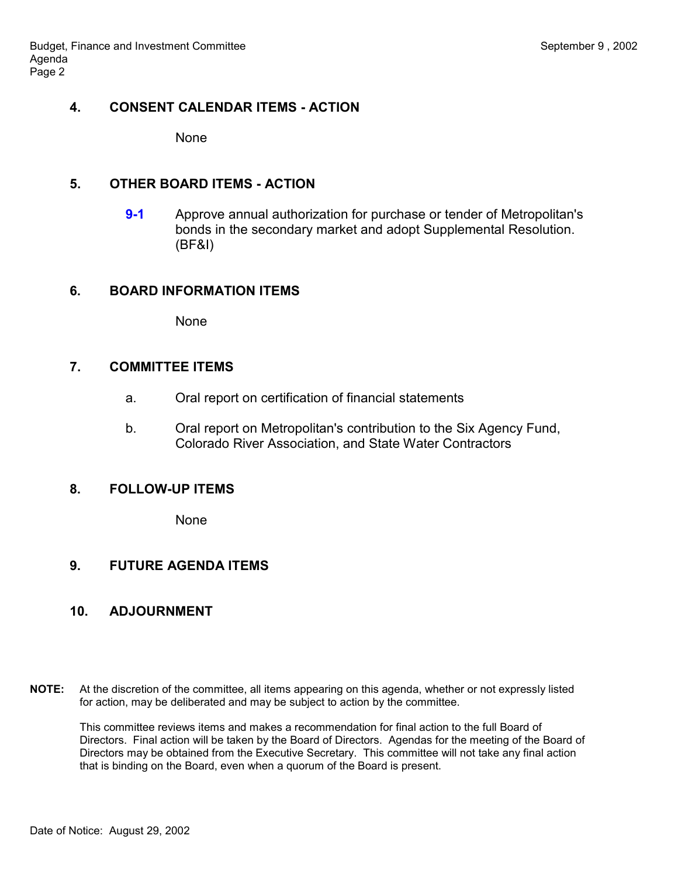## 4. CONSENT CALENDAR ITEMS - ACTION

None

## 5. OTHER BOARD ITEMS - ACTION

**9-1** Approve annual authorization for purchase or tender of Metropolitan's bonds in the secondary market and adopt Supplemental Resolution. (BF&I)

## 6. BOARD INFORMATION ITEMS

None

## 7. COMMITTEE ITEMS

a. Oral report on certification of financial statements

b. Oral report on Metropolitan's contribution to the Six Agency Fund, Colorado River Association, and State Water Contractors

## 8. FOLLOW-UP ITEMS

None

## 9. FUTURE AGENDA ITEMS

## 10. ADJOURNMENT

**NOTE:** At the discretion of the committee, all items appearing on this agenda, whether or not expressly listed for action, may be deliberated and may be subject to action by the committee.

This committee reviews items and makes a recommendation for final action to the full Board of Directors. Final action will be taken by the Board of Directors. Agendas for the meeting of the Board of Directors may be obtained from the Executive Secretary. This committee will not take any final action that is binding on the Board, even when a quorum of the Board is present.

Date of Notice: August 29, 2002